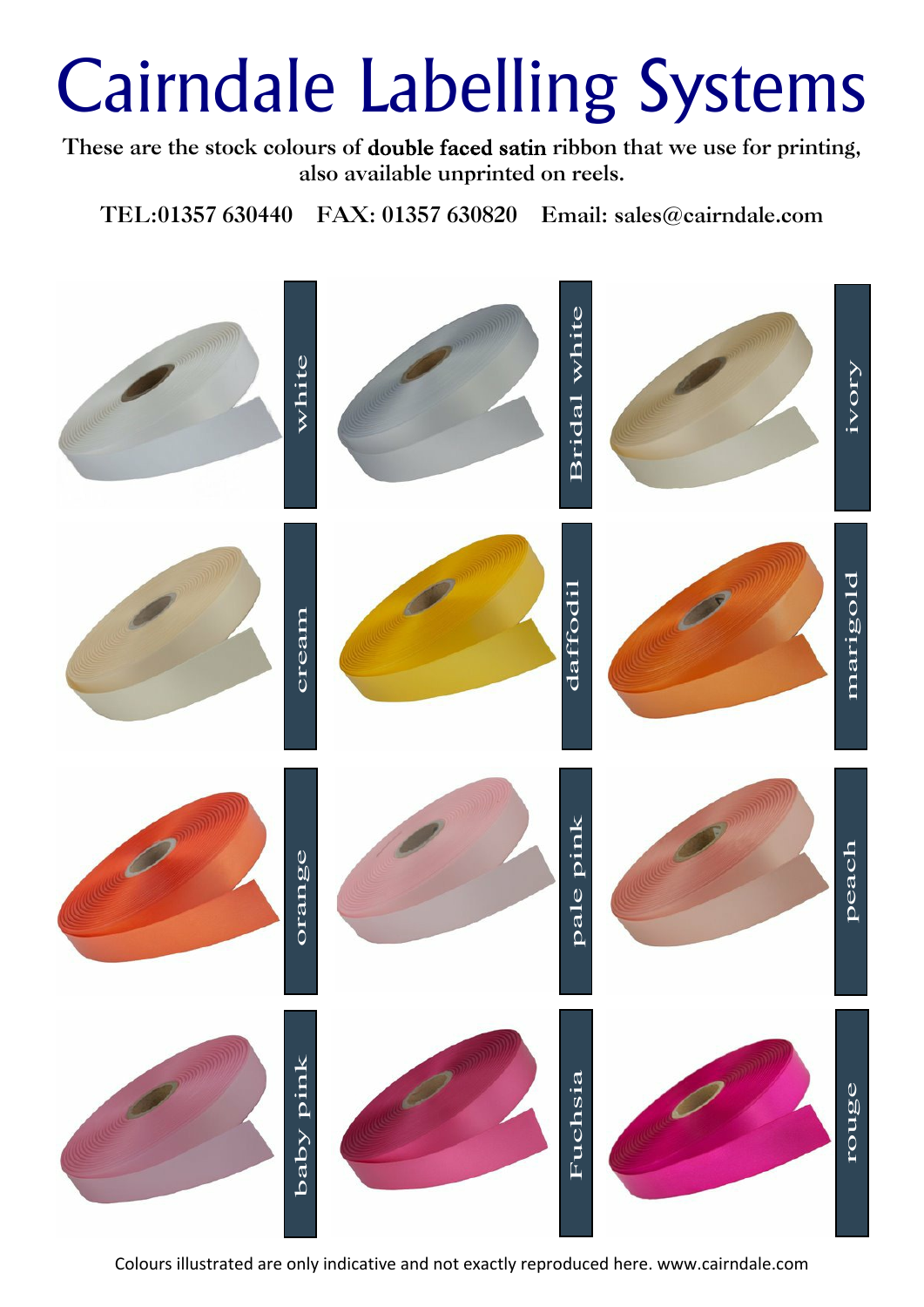# Cairndale Labelling Systems

These are the stock colours of **double faced satin** ribbon that we use for printing, also available unprinted on reels.

**TEL:01357 630440   FAX: 01357 630820   Email: sales@cairndale.com**

white

Bridal white

ivory

cream

daffodil

marigold

orange

pale pink

peach

baby pink

Fuchsia

rouge

Colours illustrated are only indicative and not exactly reproduced here. www.cairndale.com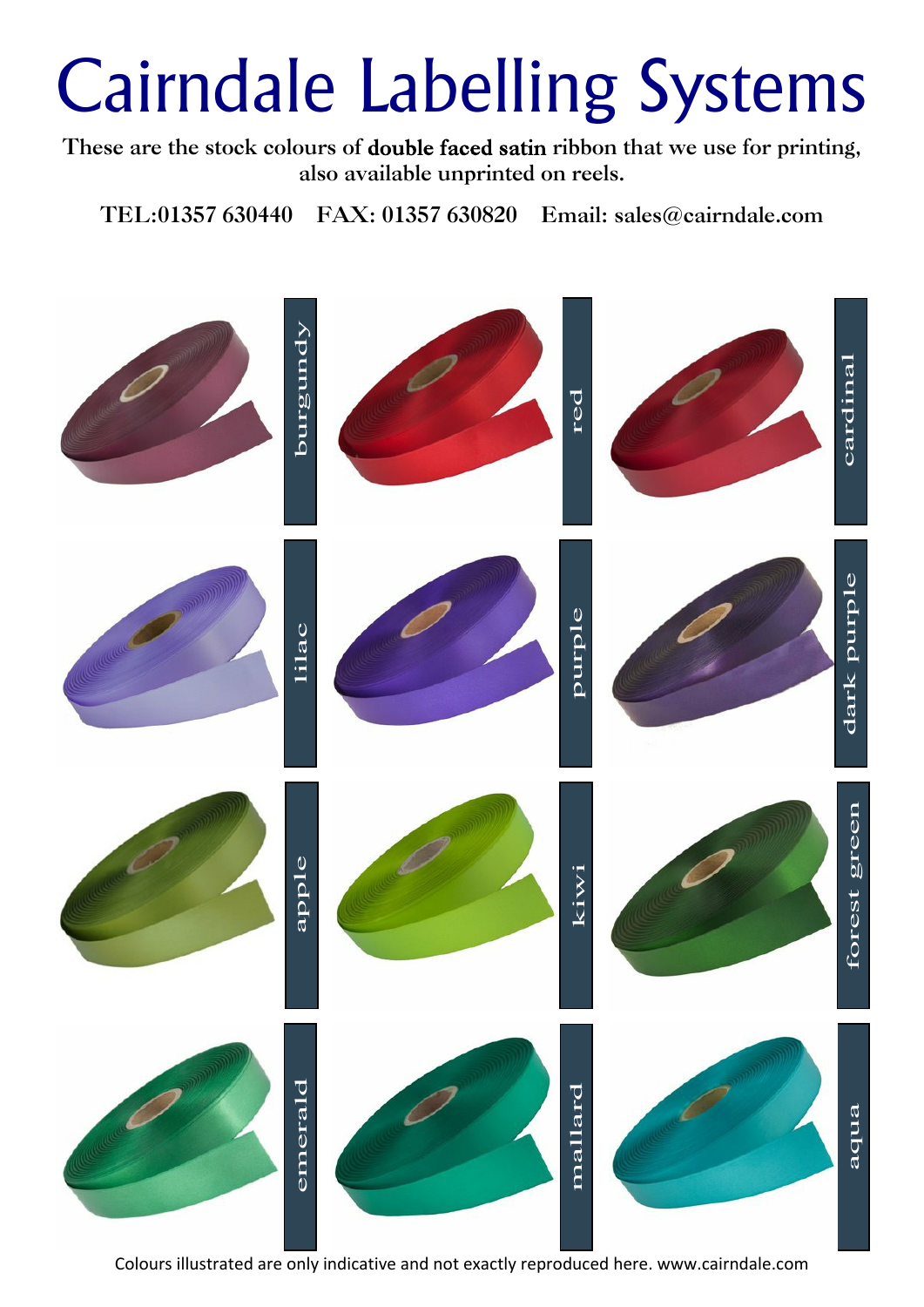# Cairndale Labelling Systems

These are the stock colours of **double faced satin** ribbon that we use for printing, also available unprinted on reels.

TEL:01357 630440 FAX: 01357 630820 Email: sales@cairndale.com

burgundy

red

cardinal

lilac

purple

dark purple

apple

kiwi

forest green

emerald

mallard

aqua

Colours illustrated are only indicative and not exactly reproduced here. www.cairndale.com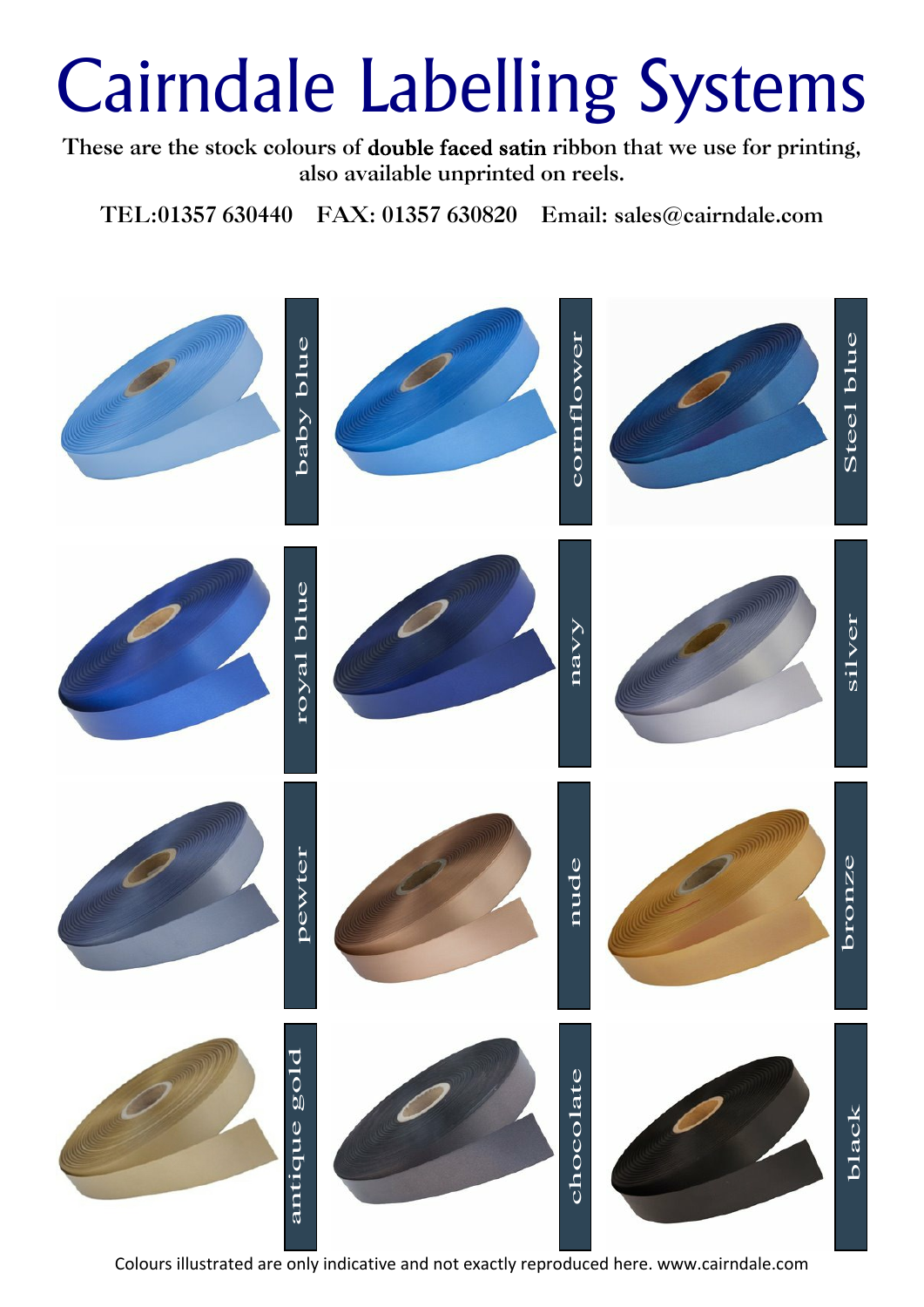# Cairndale Labelling Systems

These are the stock colours of **double faced satin** ribbon that we use for printing, also available unprinted on reels.

TEL:01357 630440  FAX: 01357 630820  Email: sales@cairndale.com

baby blue

cornflower

Steel blue

royal blue

navy

silver

pewter

nude

bronze

antique gold

chocolate

black

Colours illustrated are only indicative and not exactly reproduced here. www.cairndale.com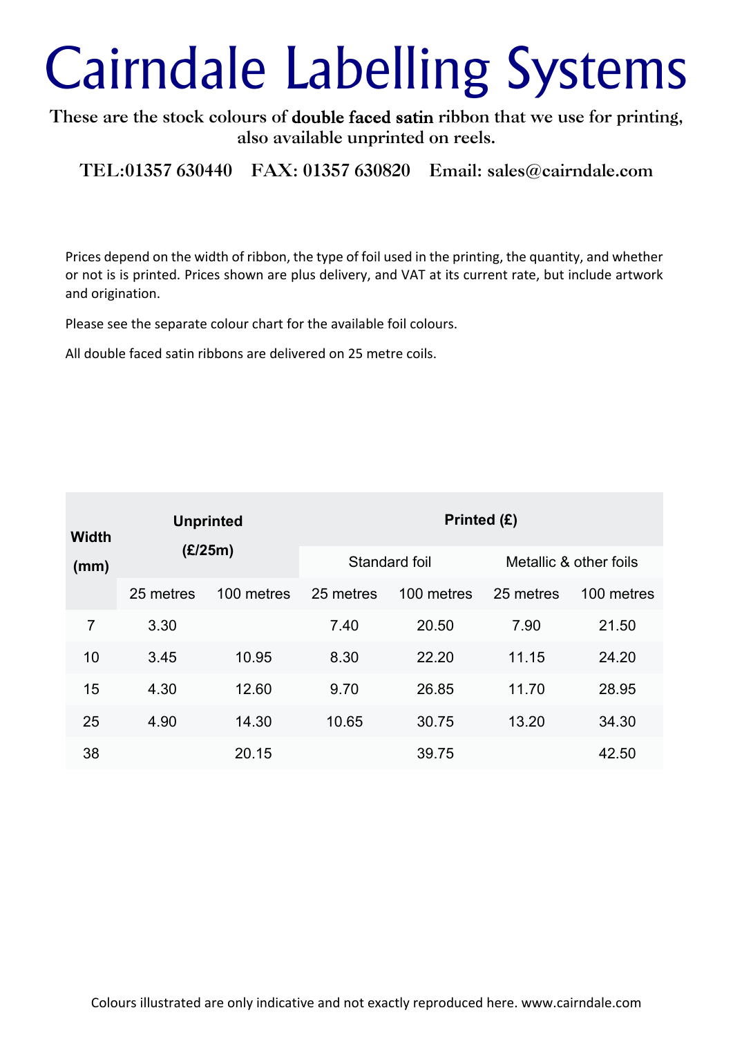# Cairndale Labelling Systems

**These are the stock colours of double faced satin ribbon that we use for printing, also available unprinted on reels.**

**TEL:01357 630440 FAX: 01357 630820 Email: sales@cairndale.com**

Prices depend on the width of ribbon, the type of foil used in the printing, the quantity, and whether or not is is printed. Prices shown are plus delivery, and VAT at its current rate, but include artwork and origination.

Please see the separate colour chart for the available foil colours.

All double faced satin ribbons are delivered on 25 metre coils.

| Width (mm) | Unprinted (£/25m) | | Printed (£) | | | |
|---|---|---|---|---|---|---|
| | | | Standard foil | | Metallic & other foils | |
| | 25 metres | 100 metres | 25 metres | 100 metres | 25 metres | 100 metres |
| 7 | 3.30 | | 7.40 | 20.50 | 7.90 | 21.50 |
| 10 | 3.45 | 10.95 | 8.30 | 22.20 | 11.15 | 24.20 |
| 15 | 4.30 | 12.60 | 9.70 | 26.85 | 11.70 | 28.95 |
| 25 | 4.90 | 14.30 | 10.65 | 30.75 | 13.20 | 34.30 |
| 38 | | 20.15 | | 39.75 | | 42.50 |

Colours illustrated are only indicative and not exactly reproduced here. www.cairndale.com